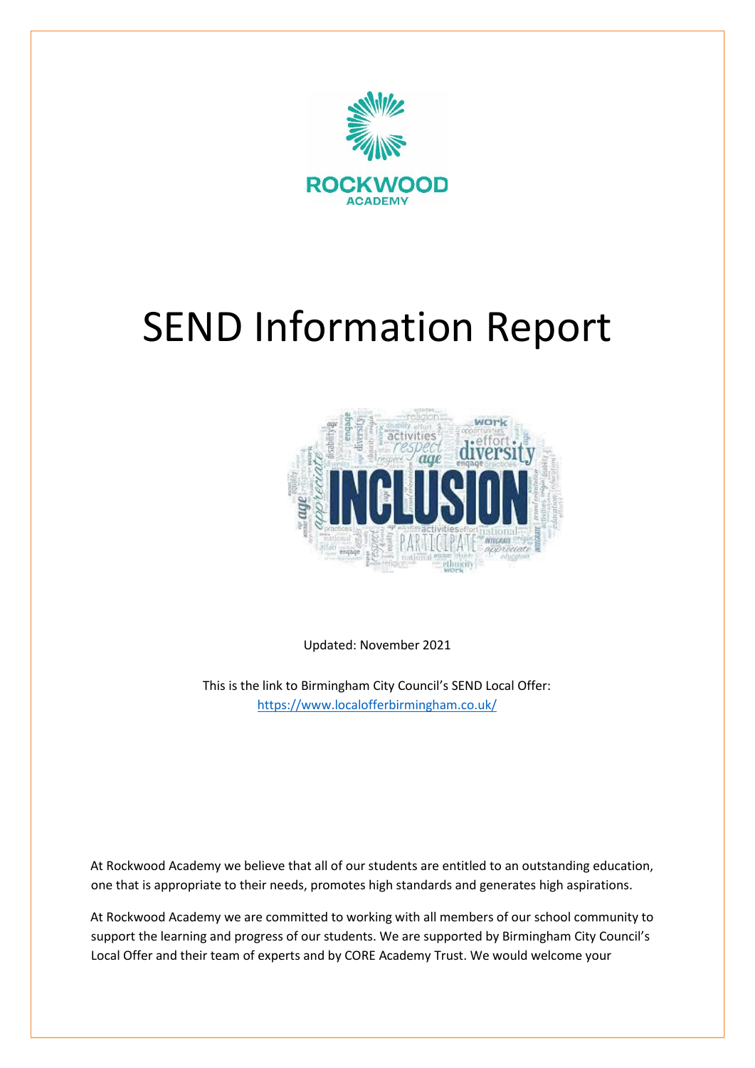# SEND Information Report

Updated: November 2021

This is the link to Birmingham City Council's SEND Local Offer: https://www.localofferbirmingham.co.uk/

At Rockwood Academy we believe that all of our students are entitled to an outstanding education, one that is appropriate to their needs, promotes high standards and generates high aspirations.

At Rockwood Academy we are committed to working with all members of our school community to support the learning and progress of our students. We are supported by Birmingham City Council's Local Offer and their team of experts and by CORE Academy Trust. We would welcome your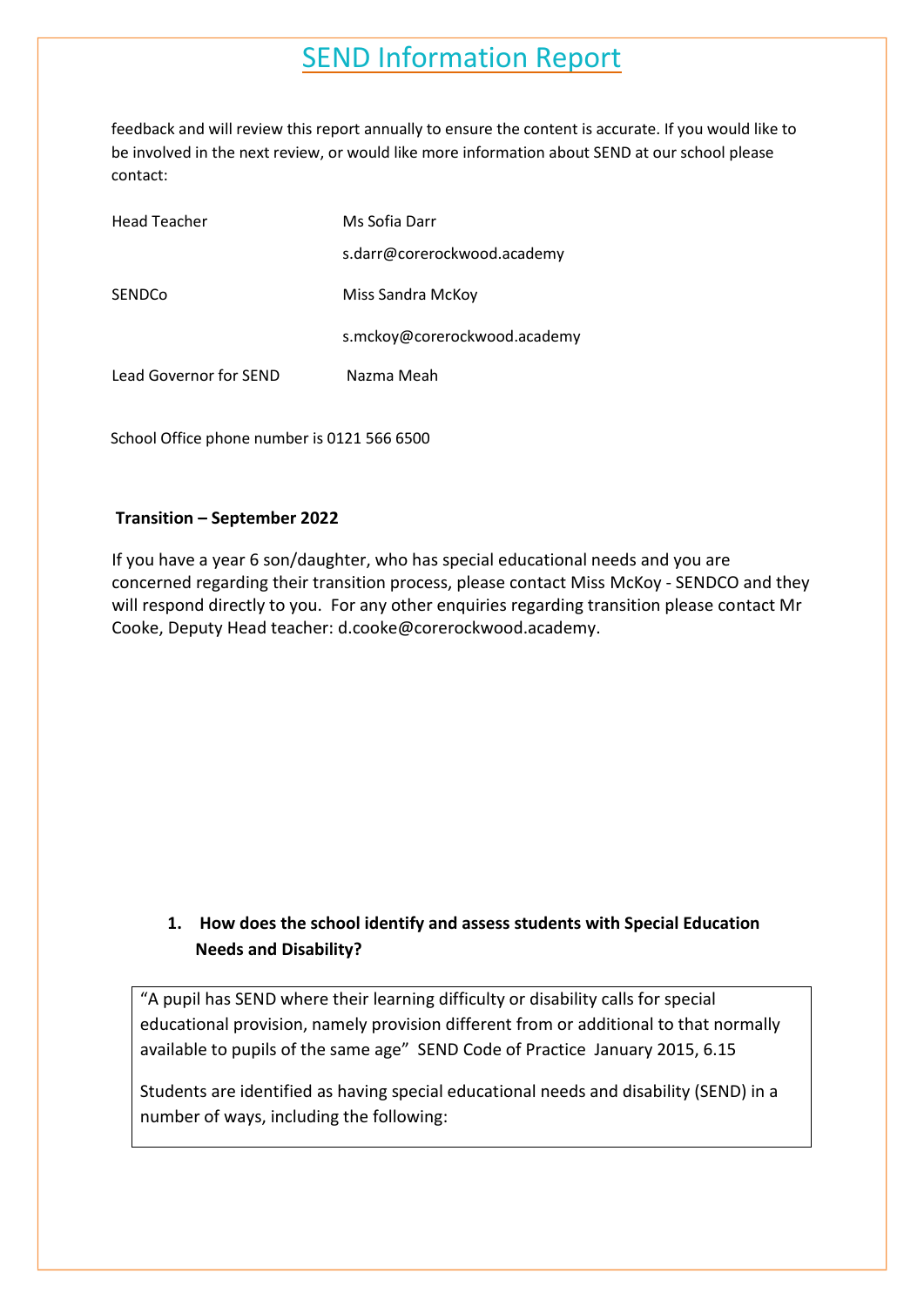feedback and will review this report annually to ensure the content is accurate. If you would like to be involved in the next review, or would like more information about SEND at our school please contact:

| | |
|---|---|
| Head Teacher | Ms Sofia Darr |
| | s.darr@corerockwood.academy |
| SENDCo | Miss Sandra McKoy |
| | s.mckoy@corerockwood.academy |
| Lead Governor for SEND | Nazma Meah |

School Office phone number is 0121 566 6500

**Transition – September 2022**

If you have a year 6 son/daughter, who has special educational needs and you are concerned regarding their transition process, please contact Miss McKoy - SENDCO and they will respond directly to you. For any other enquiries regarding transition please contact Mr Cooke, Deputy Head teacher: d.cooke@corerockwood.academy.

## 1. How does the school identify and assess students with Special Education Needs and Disability?

"A pupil has SEND where their learning difficulty or disability calls for special educational provision, namely provision different from or additional to that normally available to pupils of the same age" SEND Code of Practice January 2015, 6.15

Students are identified as having special educational needs and disability (SEND) in a number of ways, including the following: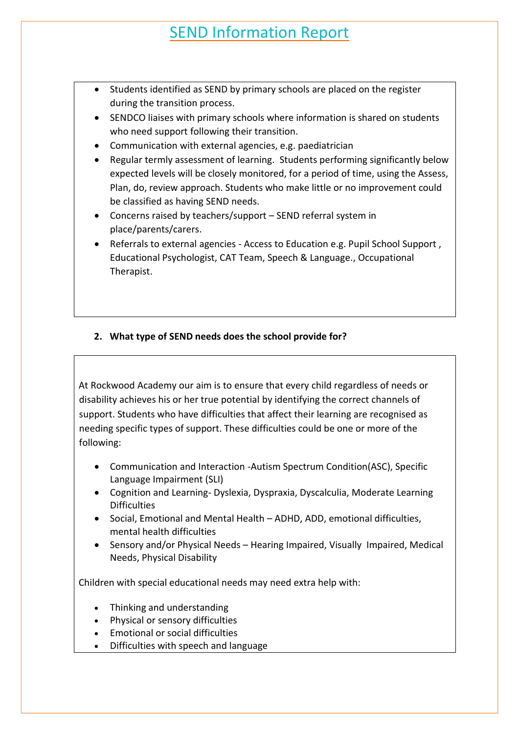# SEND Information Report

- Students identified as SEND by primary schools are placed on the register during the transition process.
- SENDCO liaises with primary schools where information is shared on students who need support following their transition.
- Communication with external agencies, e.g. paediatrician
- Regular termly assessment of learning. Students performing significantly below expected levels will be closely monitored, for a period of time, using the Assess, Plan, do, review approach. Students who make little or no improvement could be classified as having SEND needs.
- Concerns raised by teachers/support – SEND referral system in place/parents/carers.
- Referrals to external agencies - Access to Education e.g. Pupil School Support , Educational Psychologist, CAT Team, Speech & Language., Occupational Therapist.

**2. What type of SEND needs does the school provide for?**

At Rockwood Academy our aim is to ensure that every child regardless of needs or disability achieves his or her true potential by identifying the correct channels of support. Students who have difficulties that affect their learning are recognised as needing specific types of support. These difficulties could be one or more of the following:

- Communication and Interaction -Autism Spectrum Condition(ASC), Specific Language Impairment (SLI)
- Cognition and Learning- Dyslexia, Dyspraxia, Dyscalculia, Moderate Learning Difficulties
- Social, Emotional and Mental Health – ADHD, ADD, emotional difficulties, mental health difficulties
- Sensory and/or Physical Needs – Hearing Impaired, Visually Impaired, Medical Needs, Physical Disability

Children with special educational needs may need extra help with:

- Thinking and understanding
- Physical or sensory difficulties
- Emotional or social difficulties
- Difficulties with speech and language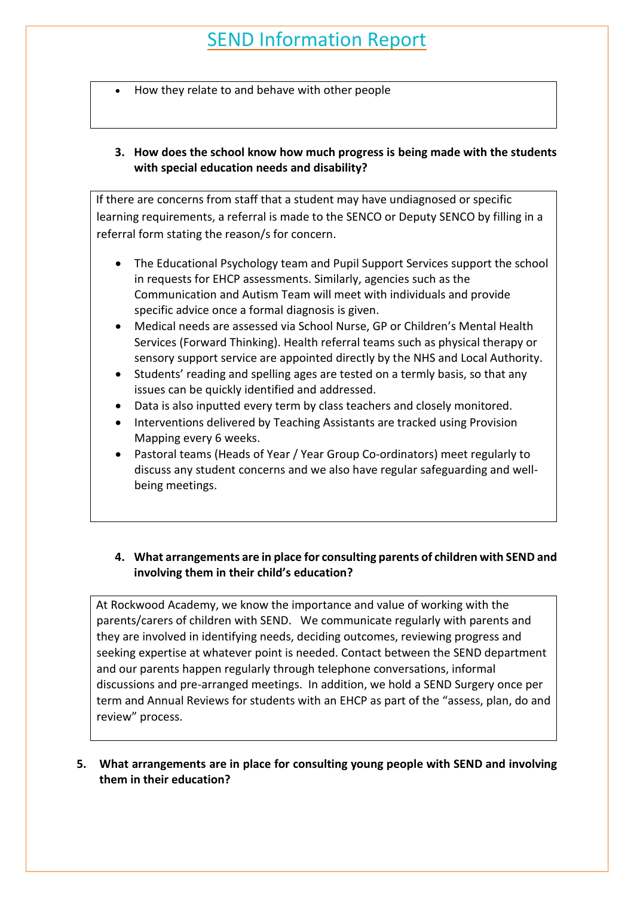- How they relate to and behave with other people

**3. How does the school know how much progress is being made with the students with special education needs and disability?**

If there are concerns from staff that a student may have undiagnosed or specific learning requirements, a referral is made to the SENCO or Deputy SENCO by filling in a referral form stating the reason/s for concern.

- The Educational Psychology team and Pupil Support Services support the school in requests for EHCP assessments. Similarly, agencies such as the Communication and Autism Team will meet with individuals and provide specific advice once a formal diagnosis is given.
- Medical needs are assessed via School Nurse, GP or Children's Mental Health Services (Forward Thinking). Health referral teams such as physical therapy or sensory support service are appointed directly by the NHS and Local Authority.
- Students' reading and spelling ages are tested on a termly basis, so that any issues can be quickly identified and addressed.
- Data is also inputted every term by class teachers and closely monitored.
- Interventions delivered by Teaching Assistants are tracked using Provision Mapping every 6 weeks.
- Pastoral teams (Heads of Year / Year Group Co-ordinators) meet regularly to discuss any student concerns and we also have regular safeguarding and well-being meetings.

**4. What arrangements are in place for consulting parents of children with SEND and involving them in their child's education?**

At Rockwood Academy, we know the importance and value of working with the parents/carers of children with SEND. We communicate regularly with parents and they are involved in identifying needs, deciding outcomes, reviewing progress and seeking expertise at whatever point is needed. Contact between the SEND department and our parents happen regularly through telephone conversations, informal discussions and pre-arranged meetings. In addition, we hold a SEND Surgery once per term and Annual Reviews for students with an EHCP as part of the "assess, plan, do and review" process.

**5. What arrangements are in place for consulting young people with SEND and involving them in their education?**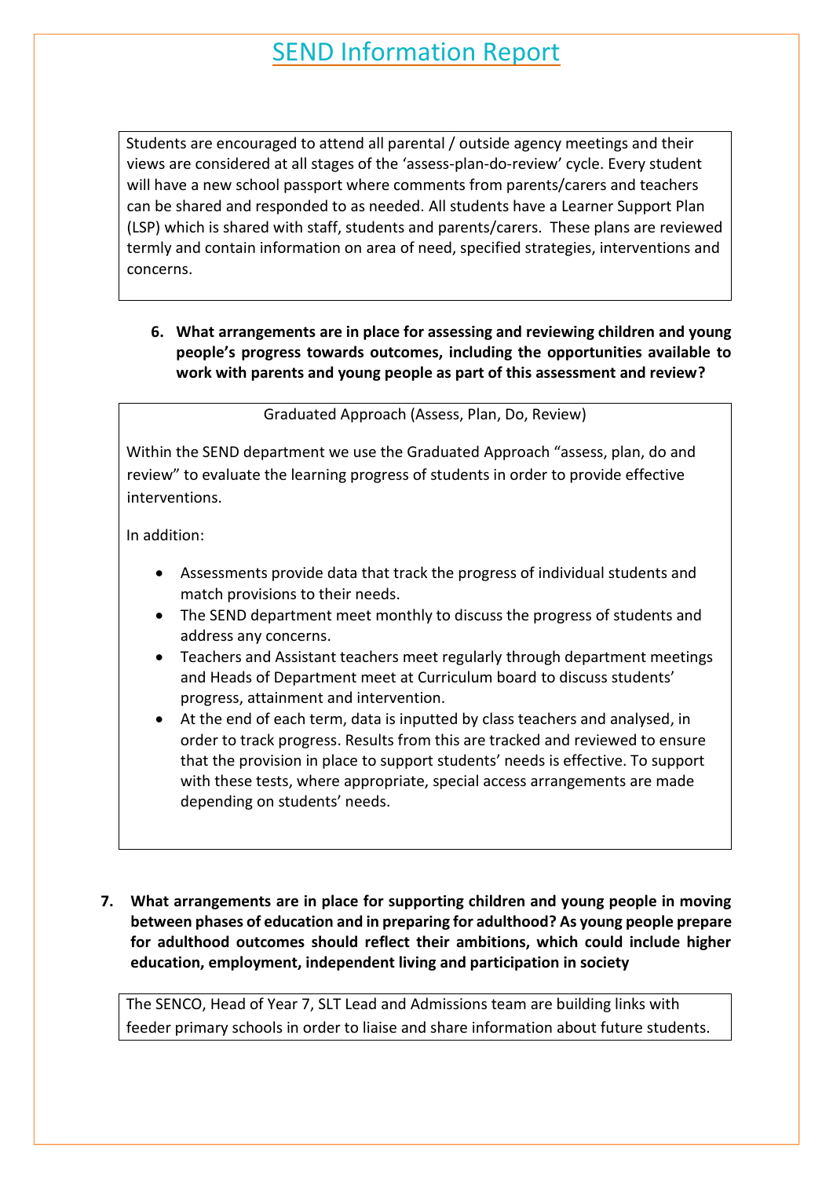# SEND Information Report

Students are encouraged to attend all parental / outside agency meetings and their views are considered at all stages of the 'assess-plan-do-review' cycle. Every student will have a new school passport where comments from parents/carers and teachers can be shared and responded to as needed. All students have a Learner Support Plan (LSP) which is shared with staff, students and parents/carers. These plans are reviewed termly and contain information on area of need, specified strategies, interventions and concerns.

6. **What arrangements are in place for assessing and reviewing children and young people's progress towards outcomes, including the opportunities available to work with parents and young people as part of this assessment and review?**

Graduated Approach (Assess, Plan, Do, Review)

Within the SEND department we use the Graduated Approach "assess, plan, do and review" to evaluate the learning progress of students in order to provide effective interventions.

In addition:

- Assessments provide data that track the progress of individual students and match provisions to their needs.
- The SEND department meet monthly to discuss the progress of students and address any concerns.
- Teachers and Assistant teachers meet regularly through department meetings and Heads of Department meet at Curriculum board to discuss students' progress, attainment and intervention.
- At the end of each term, data is inputted by class teachers and analysed, in order to track progress. Results from this are tracked and reviewed to ensure that the provision in place to support students' needs is effective. To support with these tests, where appropriate, special access arrangements are made depending on students' needs.

7. **What arrangements are in place for supporting children and young people in moving between phases of education and in preparing for adulthood? As young people prepare for adulthood outcomes should reflect their ambitions, which could include higher education, employment, independent living and participation in society**

The SENCO, Head of Year 7, SLT Lead and Admissions team are building links with feeder primary schools in order to liaise and share information about future students.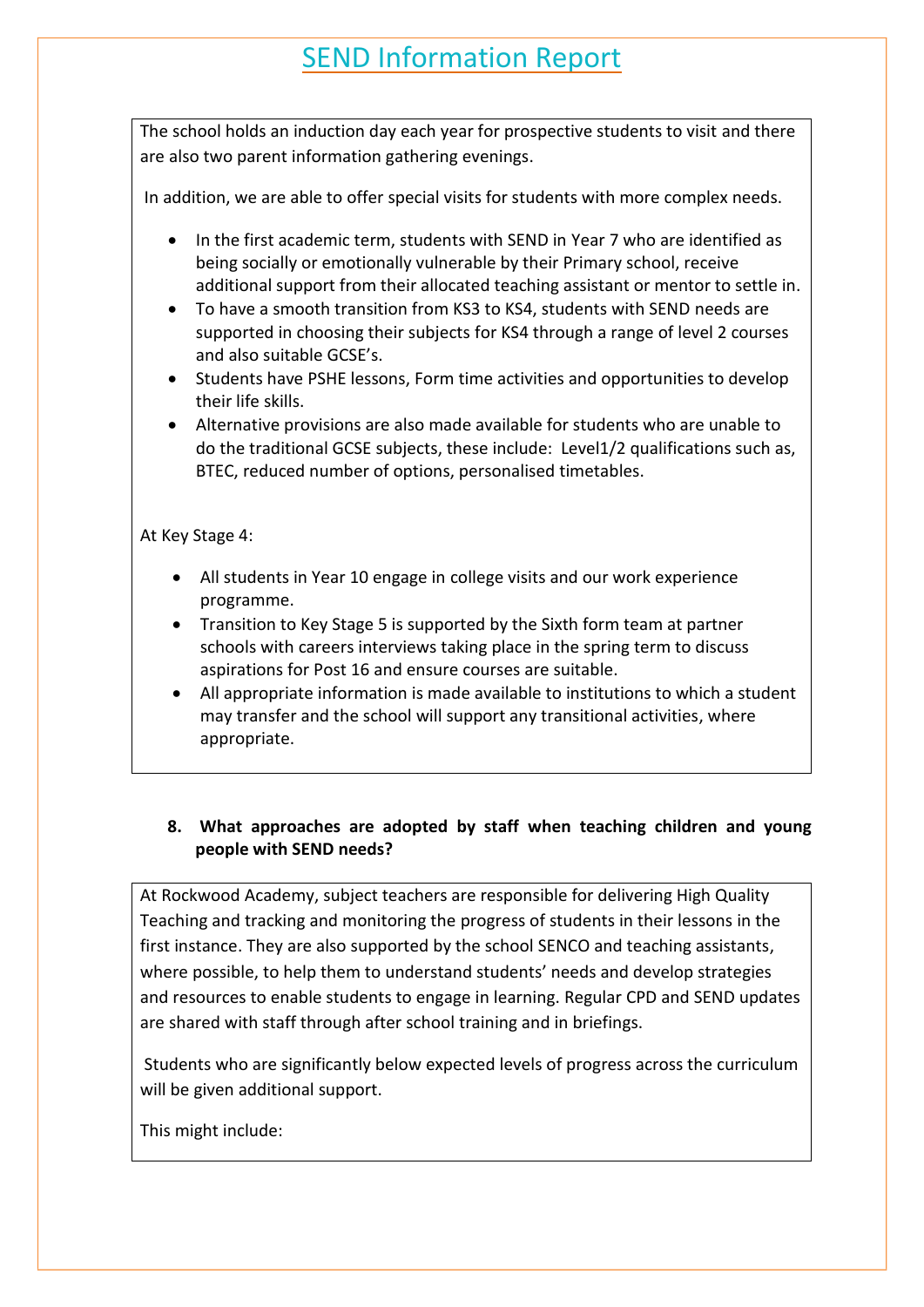# SEND Information Report

The school holds an induction day each year for prospective students to visit and there are also two parent information gathering evenings.

In addition, we are able to offer special visits for students with more complex needs.

- In the first academic term, students with SEND in Year 7 who are identified as being socially or emotionally vulnerable by their Primary school, receive additional support from their allocated teaching assistant or mentor to settle in.
- To have a smooth transition from KS3 to KS4, students with SEND needs are supported in choosing their subjects for KS4 through a range of level 2 courses and also suitable GCSE's.
- Students have PSHE lessons, Form time activities and opportunities to develop their life skills.
- Alternative provisions are also made available for students who are unable to do the traditional GCSE subjects, these include: Level1/2 qualifications such as, BTEC, reduced number of options, personalised timetables.

At Key Stage 4:

- All students in Year 10 engage in college visits and our work experience programme.
- Transition to Key Stage 5 is supported by the Sixth form team at partner schools with careers interviews taking place in the spring term to discuss aspirations for Post 16 and ensure courses are suitable.
- All appropriate information is made available to institutions to which a student may transfer and the school will support any transitional activities, where appropriate.

**8. What approaches are adopted by staff when teaching children and young people with SEND needs?**

At Rockwood Academy, subject teachers are responsible for delivering High Quality Teaching and tracking and monitoring the progress of students in their lessons in the first instance. They are also supported by the school SENCO and teaching assistants, where possible, to help them to understand students' needs and develop strategies and resources to enable students to engage in learning. Regular CPD and SEND updates are shared with staff through after school training and in briefings.

Students who are significantly below expected levels of progress across the curriculum will be given additional support.

This might include: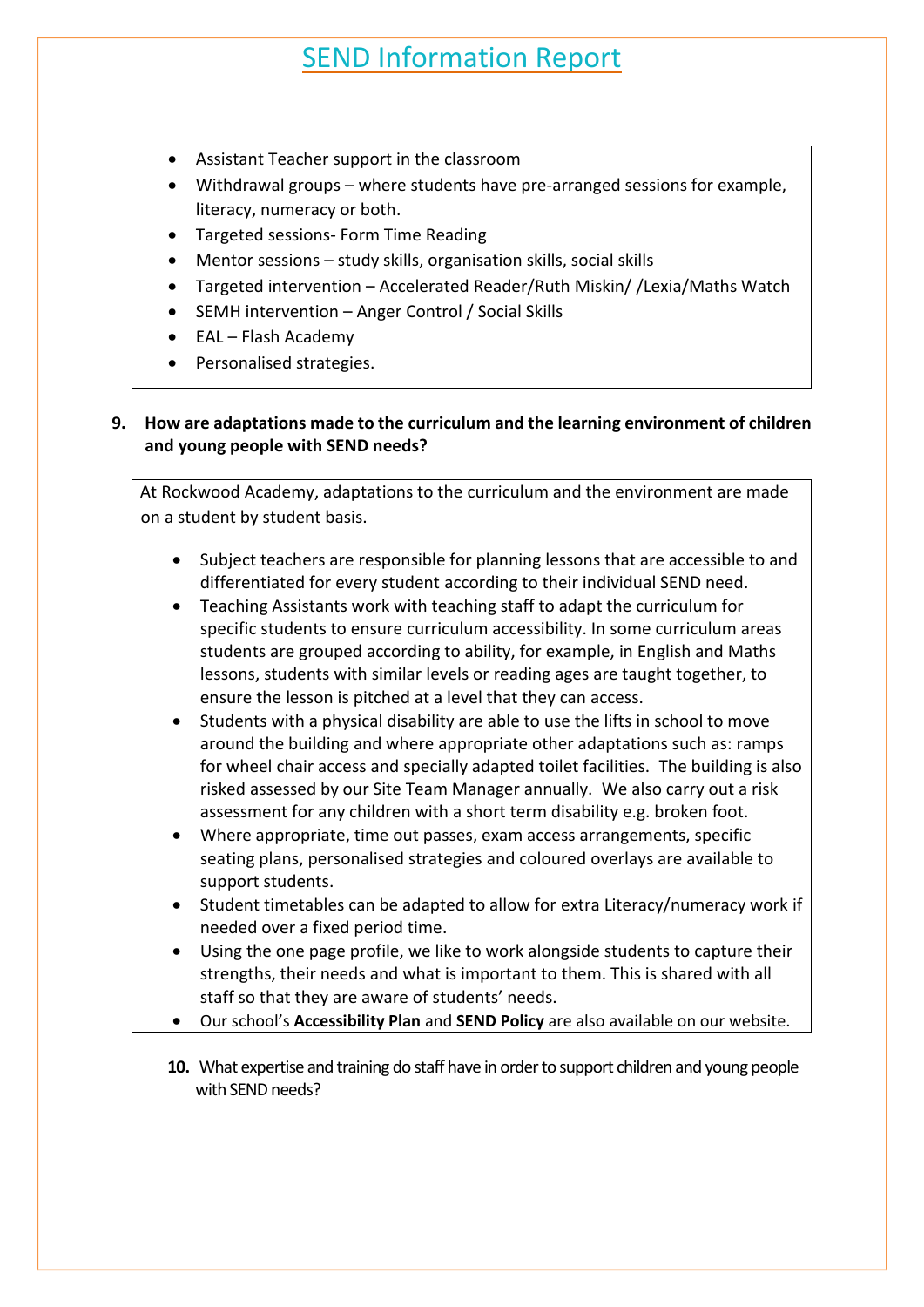# SEND Information Report

- Assistant Teacher support in the classroom
- Withdrawal groups – where students have pre-arranged sessions for example, literacy, numeracy or both.
- Targeted sessions- Form Time Reading
- Mentor sessions – study skills, organisation skills, social skills
- Targeted intervention – Accelerated Reader/Ruth Miskin/ /Lexia/Maths Watch
- SEMH intervention – Anger Control / Social Skills
- EAL – Flash Academy
- Personalised strategies.

**9. How are adaptations made to the curriculum and the learning environment of children and young people with SEND needs?**

At Rockwood Academy, adaptations to the curriculum and the environment are made on a student by student basis.

- Subject teachers are responsible for planning lessons that are accessible to and differentiated for every student according to their individual SEND need.
- Teaching Assistants work with teaching staff to adapt the curriculum for specific students to ensure curriculum accessibility. In some curriculum areas students are grouped according to ability, for example, in English and Maths lessons, students with similar levels or reading ages are taught together, to ensure the lesson is pitched at a level that they can access.
- Students with a physical disability are able to use the lifts in school to move around the building and where appropriate other adaptations such as: ramps for wheel chair access and specially adapted toilet facilities. The building is also risked assessed by our Site Team Manager annually. We also carry out a risk assessment for any children with a short term disability e.g. broken foot.
- Where appropriate, time out passes, exam access arrangements, specific seating plans, personalised strategies and coloured overlays are available to support students.
- Student timetables can be adapted to allow for extra Literacy/numeracy work if needed over a fixed period time.
- Using the one page profile, we like to work alongside students to capture their strengths, their needs and what is important to them. This is shared with all staff so that they are aware of students' needs.
- Our school's **Accessibility Plan** and **SEND Policy** are also available on our website.

**10.** What expertise and training do staff have in order to support children and young people with SEND needs?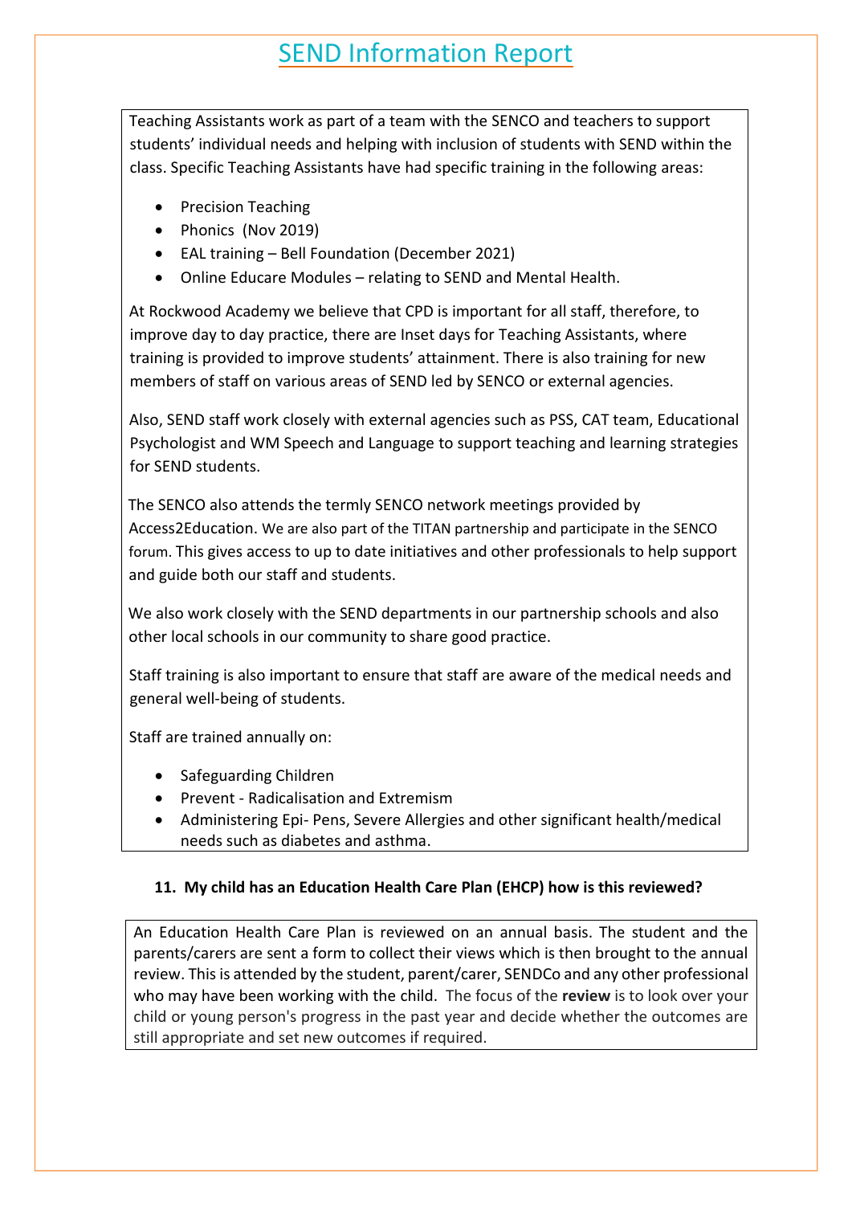# SEND Information Report

Teaching Assistants work as part of a team with the SENCO and teachers to support students' individual needs and helping with inclusion of students with SEND within the class. Specific Teaching Assistants have had specific training in the following areas:

- Precision Teaching
- Phonics (Nov 2019)
- EAL training – Bell Foundation (December 2021)
- Online Educare Modules – relating to SEND and Mental Health.

At Rockwood Academy we believe that CPD is important for all staff, therefore, to improve day to day practice, there are Inset days for Teaching Assistants, where training is provided to improve students' attainment. There is also training for new members of staff on various areas of SEND led by SENCO or external agencies.

Also, SEND staff work closely with external agencies such as PSS, CAT team, Educational Psychologist and WM Speech and Language to support teaching and learning strategies for SEND students.

The SENCO also attends the termly SENCO network meetings provided by Access2Education. We are also part of the TITAN partnership and participate in the SENCO forum. This gives access to up to date initiatives and other professionals to help support and guide both our staff and students.

We also work closely with the SEND departments in our partnership schools and also other local schools in our community to share good practice.

Staff training is also important to ensure that staff are aware of the medical needs and general well-being of students.

Staff are trained annually on:

- Safeguarding Children
- Prevent - Radicalisation and Extremism
- Administering Epi- Pens, Severe Allergies and other significant health/medical needs such as diabetes and asthma.

**11. My child has an Education Health Care Plan (EHCP) how is this reviewed?**

An Education Health Care Plan is reviewed on an annual basis. The student and the parents/carers are sent a form to collect their views which is then brought to the annual review. This is attended by the student, parent/carer, SENDCo and any other professional who may have been working with the child. The focus of the **review** is to look over your child or young person's progress in the past year and decide whether the outcomes are still appropriate and set new outcomes if required.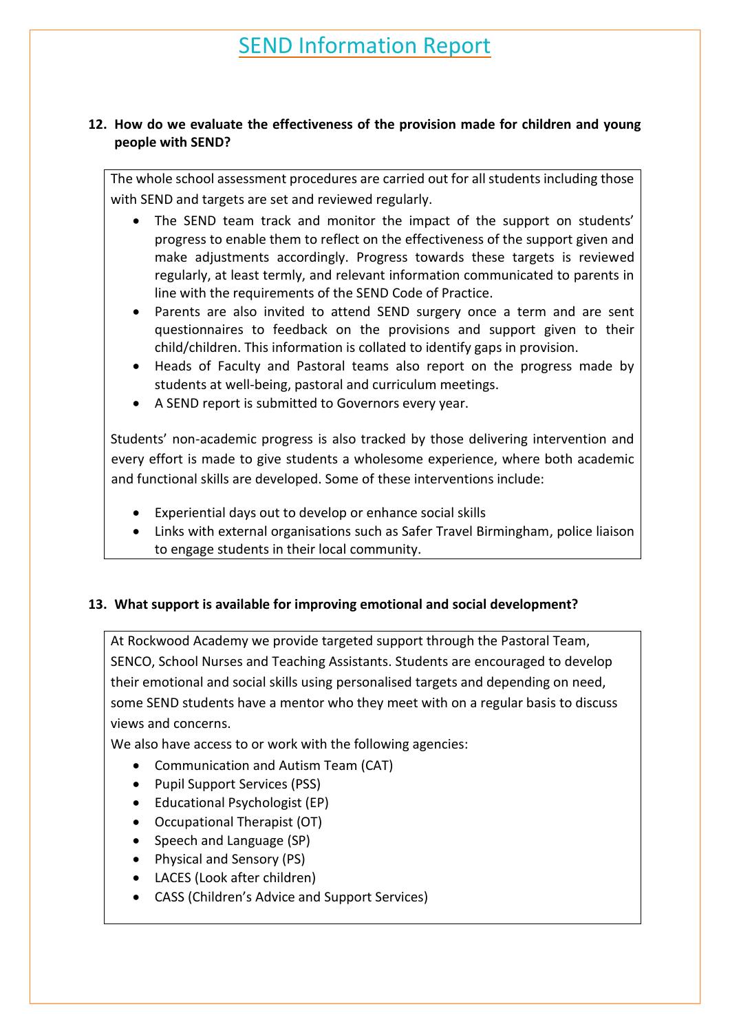# SEND Information Report

## 12. How do we evaluate the effectiveness of the provision made for children and young people with SEND?

The whole school assessment procedures are carried out for all students including those with SEND and targets are set and reviewed regularly.

- The SEND team track and monitor the impact of the support on students' progress to enable them to reflect on the effectiveness of the support given and make adjustments accordingly. Progress towards these targets is reviewed regularly, at least termly, and relevant information communicated to parents in line with the requirements of the SEND Code of Practice.
- Parents are also invited to attend SEND surgery once a term and are sent questionnaires to feedback on the provisions and support given to their child/children. This information is collated to identify gaps in provision.
- Heads of Faculty and Pastoral teams also report on the progress made by students at well-being, pastoral and curriculum meetings.
- A SEND report is submitted to Governors every year.

Students' non-academic progress is also tracked by those delivering intervention and every effort is made to give students a wholesome experience, where both academic and functional skills are developed. Some of these interventions include:

- Experiential days out to develop or enhance social skills
- Links with external organisations such as Safer Travel Birmingham, police liaison to engage students in their local community.

## 13. What support is available for improving emotional and social development?

At Rockwood Academy we provide targeted support through the Pastoral Team, SENCO, School Nurses and Teaching Assistants. Students are encouraged to develop their emotional and social skills using personalised targets and depending on need, some SEND students have a mentor who they meet with on a regular basis to discuss views and concerns.

We also have access to or work with the following agencies:

- Communication and Autism Team (CAT)
- Pupil Support Services (PSS)
- Educational Psychologist (EP)
- Occupational Therapist (OT)
- Speech and Language (SP)
- Physical and Sensory (PS)
- LACES (Look after children)
- CASS (Children's Advice and Support Services)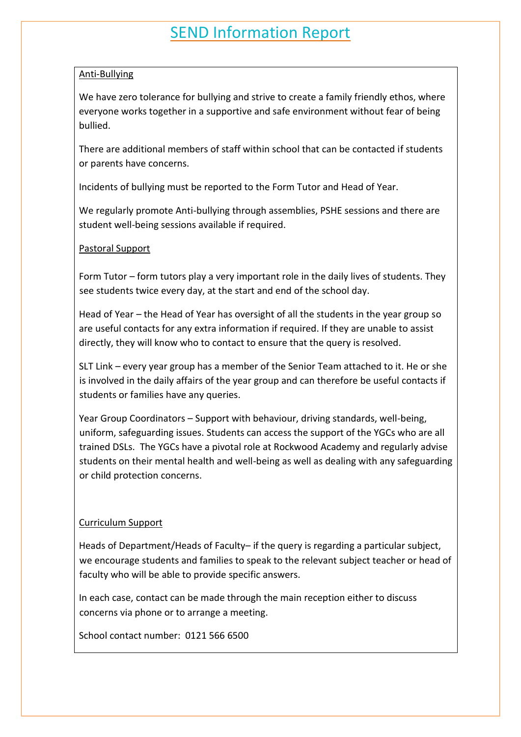# SEND Information Report

## Anti-Bullying

We have zero tolerance for bullying and strive to create a family friendly ethos, where everyone works together in a supportive and safe environment without fear of being bullied.

There are additional members of staff within school that can be contacted if students or parents have concerns.

Incidents of bullying must be reported to the Form Tutor and Head of Year.

We regularly promote Anti-bullying through assemblies, PSHE sessions and there are student well-being sessions available if required.

## Pastoral Support

Form Tutor – form tutors play a very important role in the daily lives of students. They see students twice every day, at the start and end of the school day.

Head of Year – the Head of Year has oversight of all the students in the year group so are useful contacts for any extra information if required. If they are unable to assist directly, they will know who to contact to ensure that the query is resolved.

SLT Link – every year group has a member of the Senior Team attached to it. He or she is involved in the daily affairs of the year group and can therefore be useful contacts if students or families have any queries.

Year Group Coordinators – Support with behaviour, driving standards, well-being, uniform, safeguarding issues. Students can access the support of the YGCs who are all trained DSLs. The YGCs have a pivotal role at Rockwood Academy and regularly advise students on their mental health and well-being as well as dealing with any safeguarding or child protection concerns.

## Curriculum Support

Heads of Department/Heads of Faculty– if the query is regarding a particular subject, we encourage students and families to speak to the relevant subject teacher or head of faculty who will be able to provide specific answers.

In each case, contact can be made through the main reception either to discuss concerns via phone or to arrange a meeting.

School contact number: 0121 566 6500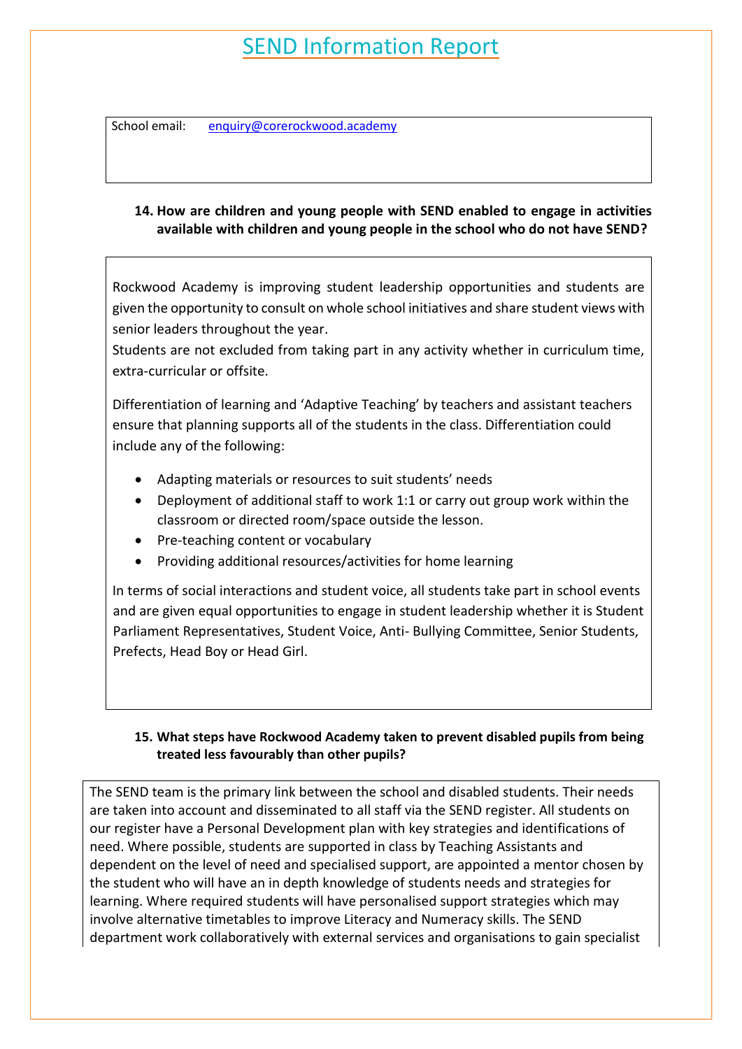# SEND Information Report

School email: enquiry@corerockwood.academy

**14. How are children and young people with SEND enabled to engage in activities available with children and young people in the school who do not have SEND?**

Rockwood Academy is improving student leadership opportunities and students are given the opportunity to consult on whole school initiatives and share student views with senior leaders throughout the year.
Students are not excluded from taking part in any activity whether in curriculum time, extra-curricular or offsite.

Differentiation of learning and 'Adaptive Teaching' by teachers and assistant teachers ensure that planning supports all of the students in the class. Differentiation could include any of the following:

- Adapting materials or resources to suit students' needs
- Deployment of additional staff to work 1:1 or carry out group work within the classroom or directed room/space outside the lesson.
- Pre-teaching content or vocabulary
- Providing additional resources/activities for home learning

In terms of social interactions and student voice, all students take part in school events and are given equal opportunities to engage in student leadership whether it is Student Parliament Representatives, Student Voice, Anti- Bullying Committee, Senior Students, Prefects, Head Boy or Head Girl.

**15. What steps have Rockwood Academy taken to prevent disabled pupils from being treated less favourably than other pupils?**

The SEND team is the primary link between the school and disabled students. Their needs are taken into account and disseminated to all staff via the SEND register. All students on our register have a Personal Development plan with key strategies and identifications of need. Where possible, students are supported in class by Teaching Assistants and dependent on the level of need and specialised support, are appointed a mentor chosen by the student who will have an in depth knowledge of students needs and strategies for learning. Where required students will have personalised support strategies which may involve alternative timetables to improve Literacy and Numeracy skills. The SEND department work collaboratively with external services and organisations to gain specialist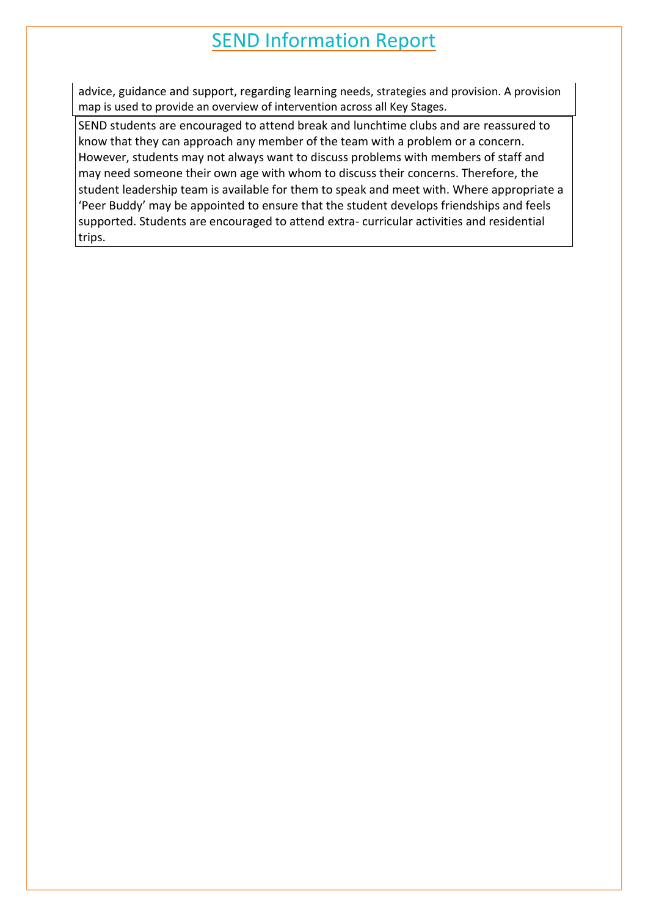advice, guidance and support, regarding learning needs, strategies and provision. A provision map is used to provide an overview of intervention across all Key Stages.

SEND students are encouraged to attend break and lunchtime clubs and are reassured to know that they can approach any member of the team with a problem or a concern. However, students may not always want to discuss problems with members of staff and may need someone their own age with whom to discuss their concerns. Therefore, the student leadership team is available for them to speak and meet with. Where appropriate a 'Peer Buddy' may be appointed to ensure that the student develops friendships and feels supported. Students are encouraged to attend extra- curricular activities and residential trips.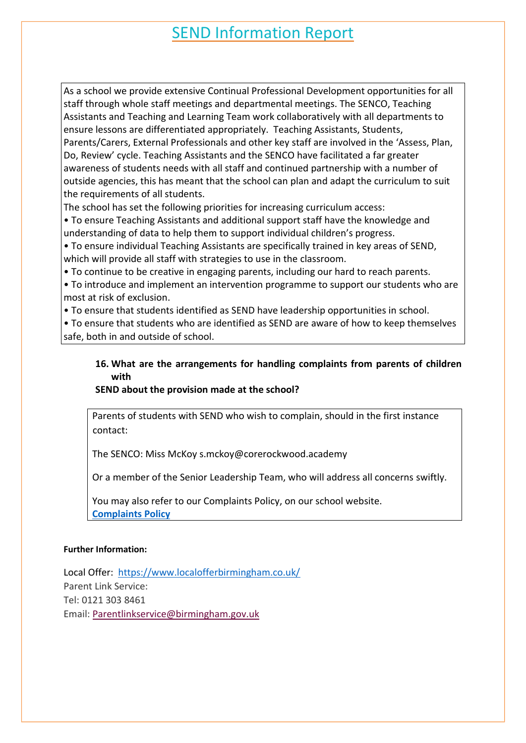# SEND Information Report

As a school we provide extensive Continual Professional Development opportunities for all staff through whole staff meetings and departmental meetings. The SENCO, Teaching Assistants and Teaching and Learning Team work collaboratively with all departments to ensure lessons are differentiated appropriately. Teaching Assistants, Students, Parents/Carers, External Professionals and other key staff are involved in the 'Assess, Plan, Do, Review' cycle. Teaching Assistants and the SENCO have facilitated a far greater awareness of students needs with all staff and continued partnership with a number of outside agencies, this has meant that the school can plan and adapt the curriculum to suit the requirements of all students.

The school has set the following priorities for increasing curriculum access:

- To ensure Teaching Assistants and additional support staff have the knowledge and understanding of data to help them to support individual children's progress.
- To ensure individual Teaching Assistants are specifically trained in key areas of SEND, which will provide all staff with strategies to use in the classroom.
- To continue to be creative in engaging parents, including our hard to reach parents.
- To introduce and implement an intervention programme to support our students who are most at risk of exclusion.
- To ensure that students identified as SEND have leadership opportunities in school.
- To ensure that students who are identified as SEND are aware of how to keep themselves safe, both in and outside of school.

**16. What are the arrangements for handling complaints from parents of children with SEND about the provision made at the school?**

Parents of students with SEND who wish to complain, should in the first instance contact:

The SENCO: Miss McKoy s.mckoy@corerockwood.academy

Or a member of the Senior Leadership Team, who will address all concerns swiftly.

You may also refer to our Complaints Policy, on our school website.
**Complaints Policy**

**Further Information:**

Local Offer: https://www.localofferbirmingham.co.uk/
Parent Link Service:
Tel: 0121 303 8461
Email: Parentlinkservice@birmingham.gov.uk